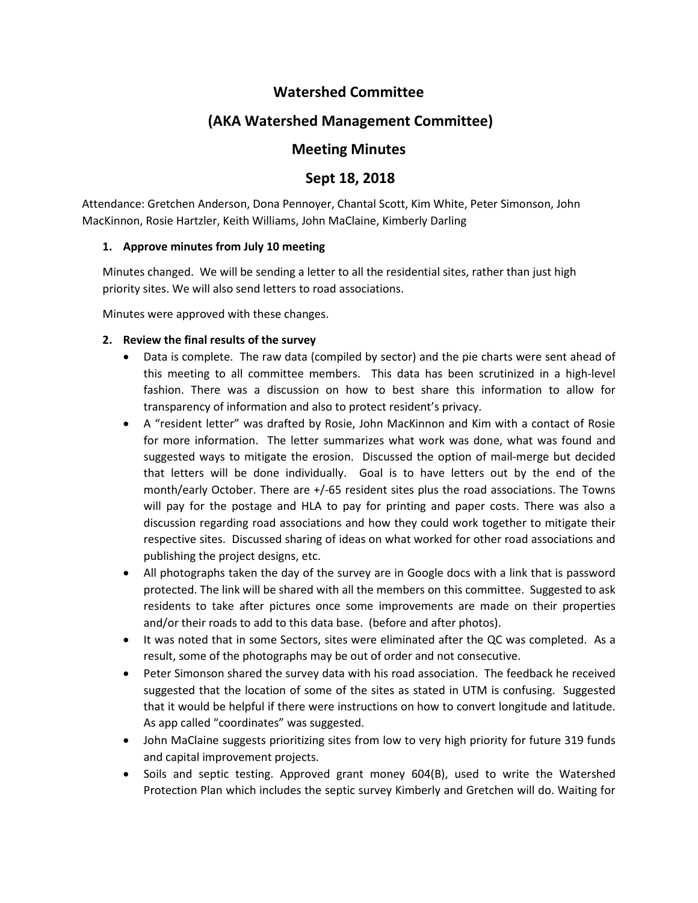# Watershed Committee

## (AKA Watershed Management Committee)

## Meeting Minutes

## Sept 18, 2018

Attendance: Gretchen Anderson, Dona Pennoyer, Chantal Scott, Kim White, Peter Simonson, John MacKinnon, Rosie Hartzler, Keith Williams, John MaClaine, Kimberly Darling

**1. Approve minutes from July 10 meeting**

Minutes changed. We will be sending a letter to all the residential sites, rather than just high priority sites. We will also send letters to road associations.

Minutes were approved with these changes.

**2. Review the final results of the survey**

- Data is complete. The raw data (compiled by sector) and the pie charts were sent ahead of this meeting to all committee members. This data has been scrutinized in a high-level fashion. There was a discussion on how to best share this information to allow for transparency of information and also to protect resident's privacy.
- A "resident letter" was drafted by Rosie, John MacKinnon and Kim with a contact of Rosie for more information. The letter summarizes what work was done, what was found and suggested ways to mitigate the erosion. Discussed the option of mail-merge but decided that letters will be done individually. Goal is to have letters out by the end of the month/early October. There are +/-65 resident sites plus the road associations. The Towns will pay for the postage and HLA to pay for printing and paper costs. There was also a discussion regarding road associations and how they could work together to mitigate their respective sites. Discussed sharing of ideas on what worked for other road associations and publishing the project designs, etc.
- All photographs taken the day of the survey are in Google docs with a link that is password protected. The link will be shared with all the members on this committee. Suggested to ask residents to take after pictures once some improvements are made on their properties and/or their roads to add to this data base. (before and after photos).
- It was noted that in some Sectors, sites were eliminated after the QC was completed. As a result, some of the photographs may be out of order and not consecutive.
- Peter Simonson shared the survey data with his road association. The feedback he received suggested that the location of some of the sites as stated in UTM is confusing. Suggested that it would be helpful if there were instructions on how to convert longitude and latitude. As app called "coordinates" was suggested.
- John MaClaine suggests prioritizing sites from low to very high priority for future 319 funds and capital improvement projects.
- Soils and septic testing. Approved grant money 604(B), used to write the Watershed Protection Plan which includes the septic survey Kimberly and Gretchen will do. Waiting for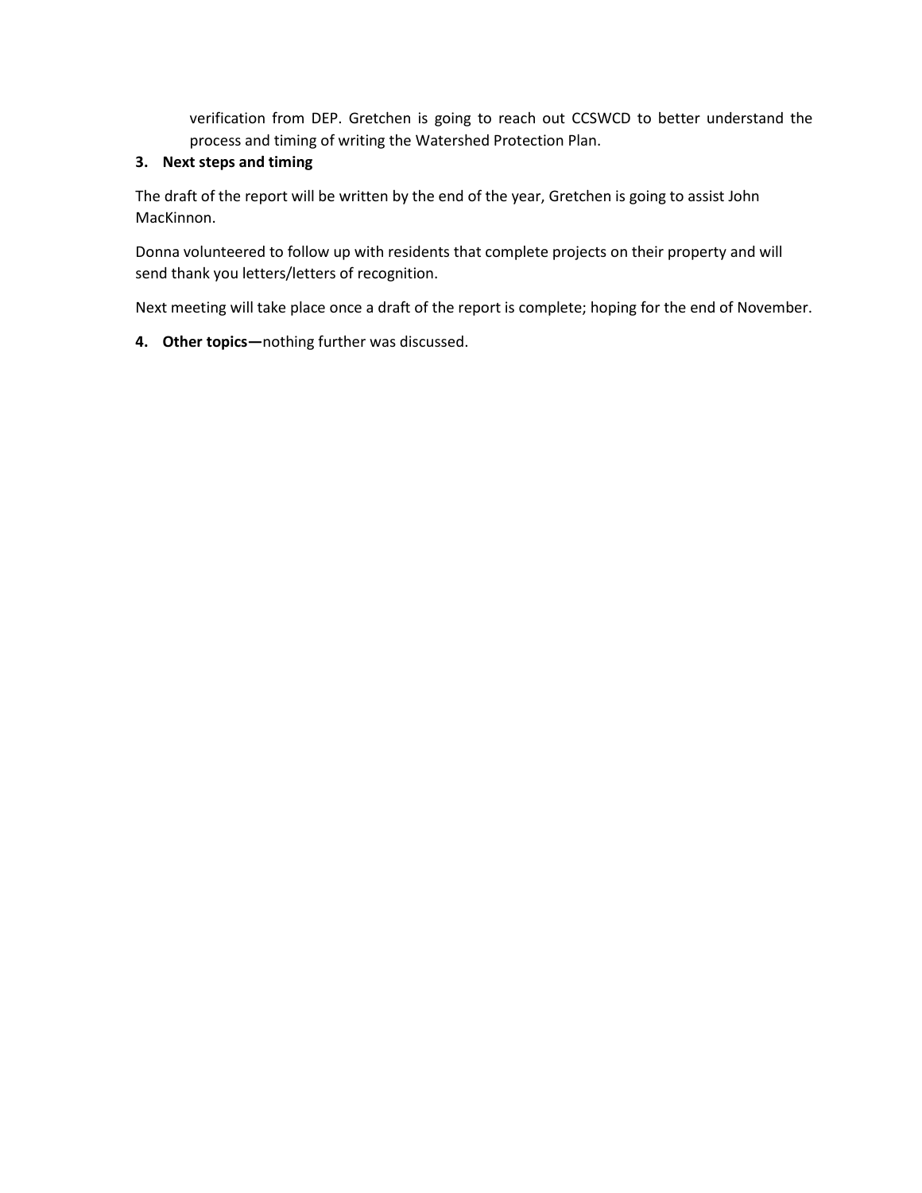verification from DEP. Gretchen is going to reach out CCSWCD to better understand the process and timing of writing the Watershed Protection Plan.

**3. Next steps and timing**

The draft of the report will be written by the end of the year, Gretchen is going to assist John MacKinnon.

Donna volunteered to follow up with residents that complete projects on their property and will send thank you letters/letters of recognition.

Next meeting will take place once a draft of the report is complete; hoping for the end of November.

**4. Other topics—**nothing further was discussed.